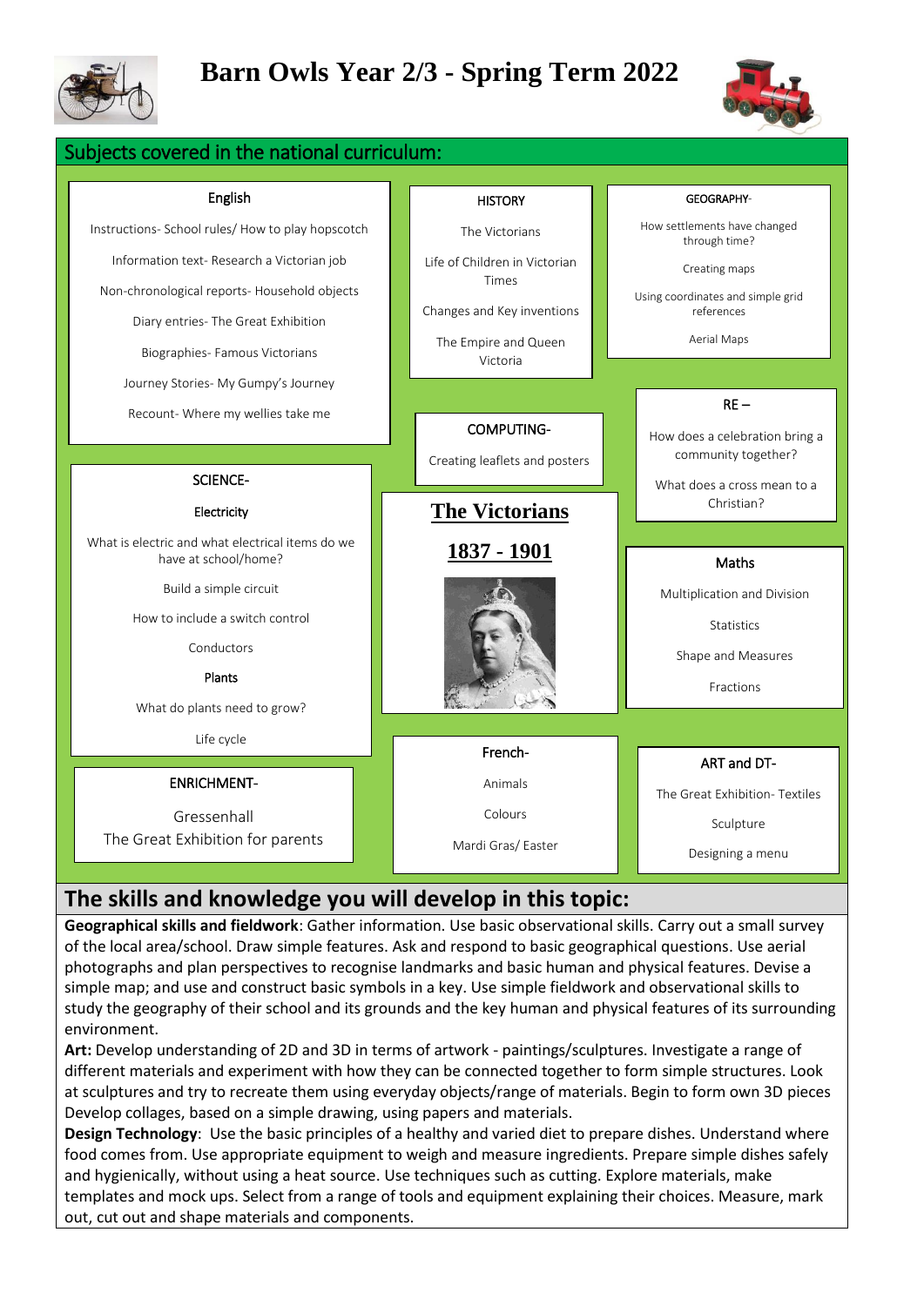# Barn Owls Year 2/3 - Spring Term 2022

## Subjects covered in the national curriculum:

### English

Instructions- School rules/ How to play hopscotch

Information text- Research a Victorian job

Non-chronological reports- Household objects

Diary entries- The Great Exhibition

Biographies- Famous Victorians

Journey Stories- My Gumpy's Journey

Recount- Where my wellies take me

### HISTORY

The Victorians

Life of Children in Victorian Times

Changes and Key inventions

The Empire and Queen Victoria

### GEOGRAPHY-

How settlements have changed through time?

Creating maps

Using coordinates and simple grid references

Aerial Maps

### COMPUTING-

Creating leaflets and posters

### RE –

How does a celebration bring a community together?

What does a cross mean to a Christian?

### SCIENCE-

**Electricity**

What is electric and what electrical items do we have at school/home?

Build a simple circuit

How to include a switch control

Conductors

**Plants**

What do plants need to grow?

Life cycle

### The Victorians

### 1837 - 1901

### Maths

Multiplication and Division

Statistics

Shape and Measures

Fractions

### ENRICHMENT-

Gressenhall

The Great Exhibition for parents

### French-

Animals

Colours

Mardi Gras/ Easter

### ART and DT-

The Great Exhibition- Textiles

Sculpture

Designing a menu

## The skills and knowledge you will develop in this topic:

**Geographical skills and fieldwork**: Gather information. Use basic observational skills. Carry out a small survey of the local area/school. Draw simple features. Ask and respond to basic geographical questions. Use aerial photographs and plan perspectives to recognise landmarks and basic human and physical features. Devise a simple map; and use and construct basic symbols in a key. Use simple fieldwork and observational skills to study the geography of their school and its grounds and the key human and physical features of its surrounding environment.

**Art:** Develop understanding of 2D and 3D in terms of artwork - paintings/sculptures. Investigate a range of different materials and experiment with how they can be connected together to form simple structures. Look at sculptures and try to recreate them using everyday objects/range of materials. Begin to form own 3D pieces Develop collages, based on a simple drawing, using papers and materials.

**Design Technology**: Use the basic principles of a healthy and varied diet to prepare dishes. Understand where food comes from. Use appropriate equipment to weigh and measure ingredients. Prepare simple dishes safely and hygienically, without using a heat source. Use techniques such as cutting. Explore materials, make templates and mock ups. Select from a range of tools and equipment explaining their choices. Measure, mark out, cut out and shape materials and components.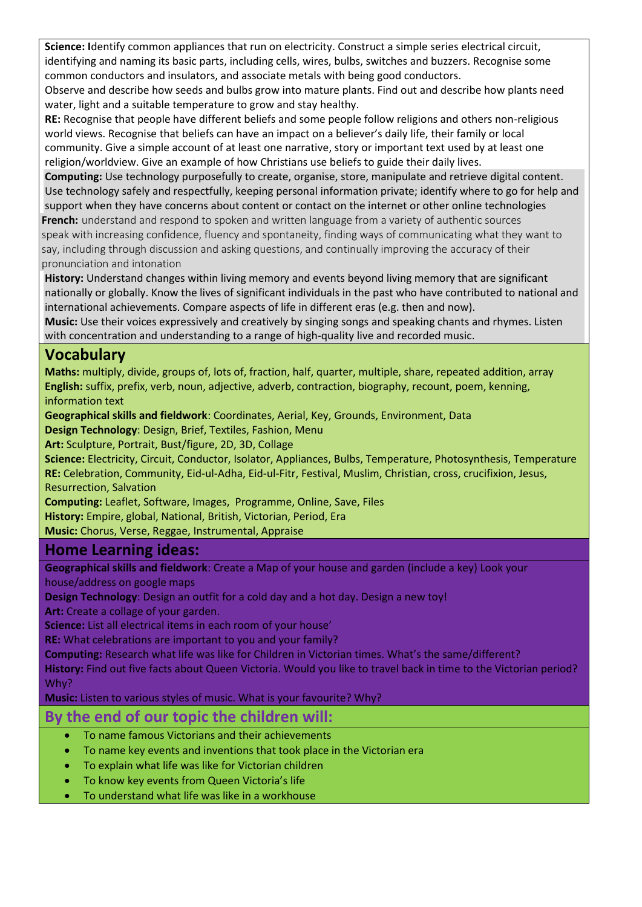**Science:** Identify common appliances that run on electricity. Construct a simple series electrical circuit, identifying and naming its basic parts, including cells, wires, bulbs, switches and buzzers. Recognise some common conductors and insulators, and associate metals with being good conductors.
Observe and describe how seeds and bulbs grow into mature plants. Find out and describe how plants need water, light and a suitable temperature to grow and stay healthy.

**RE:** Recognise that people have different beliefs and some people follow religions and others non-religious world views. Recognise that beliefs can have an impact on a believer's daily life, their family or local community. Give a simple account of at least one narrative, story or important text used by at least one religion/worldview. Give an example of how Christians use beliefs to guide their daily lives.

**Computing:** Use technology purposefully to create, organise, store, manipulate and retrieve digital content. Use technology safely and respectfully, keeping personal information private; identify where to go for help and support when they have concerns about content or contact on the internet or other online technologies

**French:** understand and respond to spoken and written language from a variety of authentic sources speak with increasing confidence, fluency and spontaneity, finding ways of communicating what they want to say, including through discussion and asking questions, and continually improving the accuracy of their pronunciation and intonation

**History:** Understand changes within living memory and events beyond living memory that are significant nationally or globally. Know the lives of significant individuals in the past who have contributed to national and international achievements. Compare aspects of life in different eras (e.g. then and now).

**Music:** Use their voices expressively and creatively by singing songs and speaking chants and rhymes. Listen with concentration and understanding to a range of high-quality live and recorded music.

## Vocabulary

**Maths:** multiply, divide, groups of, lots of, fraction, half, quarter, multiple, share, repeated addition, array

**English:** suffix, prefix, verb, noun, adjective, adverb, contraction, biography, recount, poem, kenning, information text

**Geographical skills and fieldwork**: Coordinates, Aerial, Key, Grounds, Environment, Data

**Design Technology**: Design, Brief, Textiles, Fashion, Menu

**Art:** Sculpture, Portrait, Bust/figure, 2D, 3D, Collage

**Science:** Electricity, Circuit, Conductor, Isolator, Appliances, Bulbs, Temperature, Photosynthesis, Temperature

**RE:** Celebration, Community, Eid-ul-Adha, Eid-ul-Fitr, Festival, Muslim, Christian, cross, crucifixion, Jesus, Resurrection, Salvation

**Computing:** Leaflet, Software, Images, Programme, Online, Save, Files

**History:** Empire, global, National, British, Victorian, Period, Era

**Music:** Chorus, Verse, Reggae, Instrumental, Appraise

## Home Learning ideas:

**Geographical skills and fieldwork**: Create a Map of your house and garden (include a key) Look your house/address on google maps

**Design Technology**: Design an outfit for a cold day and a hot day. Design a new toy!

**Art:** Create a collage of your garden.

**Science:** List all electrical items in each room of your house'

**RE:** What celebrations are important to you and your family?

**Computing:** Research what life was like for Children in Victorian times. What's the same/different?

**History:** Find out five facts about Queen Victoria. Would you like to travel back in time to the Victorian period? Why?

**Music:** Listen to various styles of music. What is your favourite? Why?

## By the end of our topic the children will:

- To name famous Victorians and their achievements
- To name key events and inventions that took place in the Victorian era
- To explain what life was like for Victorian children
- To know key events from Queen Victoria's life
- To understand what life was like in a workhouse